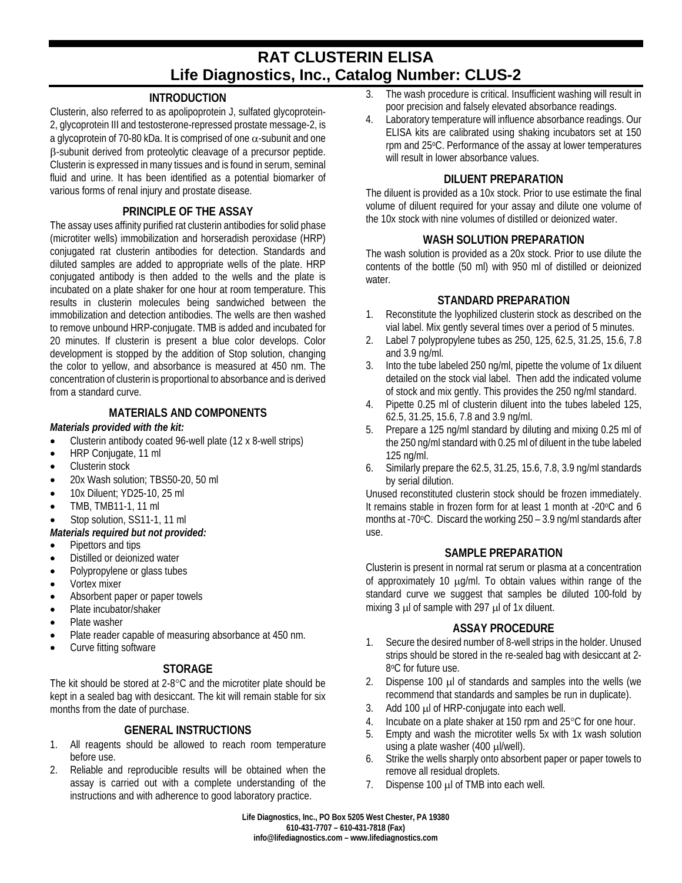# RAT CLUSTERIN ELISA
# Life Diagnostics, Inc., Catalog Number: CLUS-2

## INTRODUCTION

Clusterin, also referred to as apolipoprotein J, sulfated glycoprotein-2, glycoprotein III and testosterone-repressed prostate message-2, is a glycoprotein of 70-80 kDa. It is comprised of one $\alpha$-subunit and one $\beta$-subunit derived from proteolytic cleavage of a precursor peptide. Clusterin is expressed in many tissues and is found in serum, seminal fluid and urine. It has been identified as a potential biomarker of various forms of renal injury and prostate disease.

## PRINCIPLE OF THE ASSAY

The assay uses affinity purified rat clusterin antibodies for solid phase (microtiter wells) immobilization and horseradish peroxidase (HRP) conjugated rat clusterin antibodies for detection. Standards and diluted samples are added to appropriate wells of the plate. HRP conjugated antibody is then added to the wells and the plate is incubated on a plate shaker for one hour at room temperature. This results in clusterin molecules being sandwiched between the immobilization and detection antibodies. The wells are then washed to remove unbound HRP-conjugate. TMB is added and incubated for 20 minutes. If clusterin is present a blue color develops. Color development is stopped by the addition of Stop solution, changing the color to yellow, and absorbance is measured at 450 nm. The concentration of clusterin is proportional to absorbance and is derived from a standard curve.

## MATERIALS AND COMPONENTS

***Materials provided with the kit:***

- Clusterin antibody coated 96-well plate (12 x 8-well strips)
- HRP Conjugate, 11 ml
- Clusterin stock
- 20x Wash solution; TBS50-20, 50 ml
- 10x Diluent; YD25-10, 25 ml
- TMB, TMB11-1, 11 ml
- Stop solution, SS11-1, 11 ml

***Materials required but not provided:***

- Pipettors and tips
- Distilled or deionized water
- Polypropylene or glass tubes
- Vortex mixer
- Absorbent paper or paper towels
- Plate incubator/shaker
- Plate washer
- Plate reader capable of measuring absorbance at 450 nm.
- Curve fitting software

## STORAGE

The kit should be stored at 2-8°C and the microtiter plate should be kept in a sealed bag with desiccant. The kit will remain stable for six months from the date of purchase.

## GENERAL INSTRUCTIONS

1. All reagents should be allowed to reach room temperature before use.
2. Reliable and reproducible results will be obtained when the assay is carried out with a complete understanding of the instructions and with adherence to good laboratory practice.
3. The wash procedure is critical. Insufficient washing will result in poor precision and falsely elevated absorbance readings.
4. Laboratory temperature will influence absorbance readings. Our ELISA kits are calibrated using shaking incubators set at 150 rpm and 25°C. Performance of the assay at lower temperatures will result in lower absorbance values.

## DILUENT PREPARATION

The diluent is provided as a 10x stock. Prior to use estimate the final volume of diluent required for your assay and dilute one volume of the 10x stock with nine volumes of distilled or deionized water.

## WASH SOLUTION PREPARATION

The wash solution is provided as a 20x stock. Prior to use dilute the contents of the bottle (50 ml) with 950 ml of distilled or deionized water.

## STANDARD PREPARATION

1. Reconstitute the lyophilized clusterin stock as described on the vial label. Mix gently several times over a period of 5 minutes.
2. Label 7 polypropylene tubes as 250, 125, 62.5, 31.25, 15.6, 7.8 and 3.9 ng/ml.
3. Into the tube labeled 250 ng/ml, pipette the volume of 1x diluent detailed on the stock vial label. Then add the indicated volume of stock and mix gently. This provides the 250 ng/ml standard.
4. Pipette 0.25 ml of clusterin diluent into the tubes labeled 125, 62.5, 31.25, 15.6, 7.8 and 3.9 ng/ml.
5. Prepare a 125 ng/ml standard by diluting and mixing 0.25 ml of the 250 ng/ml standard with 0.25 ml of diluent in the tube labeled 125 ng/ml.
6. Similarly prepare the 62.5, 31.25, 15.6, 7.8, 3.9 ng/ml standards by serial dilution.

Unused reconstituted clusterin stock should be frozen immediately. It remains stable in frozen form for at least 1 month at -20°C and 6 months at -70°C. Discard the working 250 – 3.9 ng/ml standards after use.

## SAMPLE PREPARATION

Clusterin is present in normal rat serum or plasma at a concentration of approximately 10 μg/ml. To obtain values within range of the standard curve we suggest that samples be diluted 100-fold by mixing 3 μl of sample with 297 μl of 1x diluent.

## ASSAY PROCEDURE

1. Secure the desired number of 8-well strips in the holder. Unused strips should be stored in the re-sealed bag with desiccant at 2-8°C for future use.
2. Dispense 100 μl of standards and samples into the wells (we recommend that standards and samples be run in duplicate).
3. Add 100 μl of HRP-conjugate into each well.
4. Incubate on a plate shaker at 150 rpm and 25°C for one hour.
5. Empty and wash the microtiter wells 5x with 1x wash solution using a plate washer (400 μl/well).
6. Strike the wells sharply onto absorbent paper or paper towels to remove all residual droplets.
7. Dispense 100 μl of TMB into each well.

**Life Diagnostics, Inc., PO Box 5205 West Chester, PA 19380**
**610-431-7707 – 610-431-7818 (Fax)**
**info@lifediagnostics.com – www.lifediagnostics.com**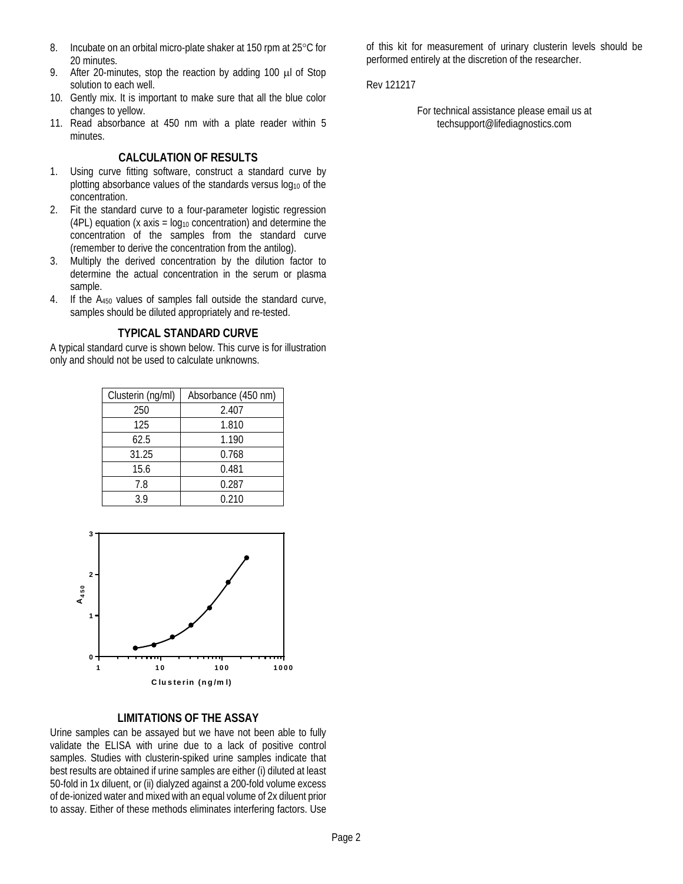8. Incubate on an orbital micro-plate shaker at 150 rpm at 25°C for 20 minutes.
9. After 20-minutes, stop the reaction by adding 100 µl of Stop solution to each well.
10. Gently mix. It is important to make sure that all the blue color changes to yellow.
11. Read absorbance at 450 nm with a plate reader within 5 minutes.

## CALCULATION OF RESULTS

1. Using curve fitting software, construct a standard curve by plotting absorbance values of the standards versus $\log_{10}$ of the concentration.
2. Fit the standard curve to a four-parameter logistic regression (4PL) equation (x axis = $\log_{10}$ concentration) and determine the concentration of the samples from the standard curve (remember to derive the concentration from the antilog).
3. Multiply the derived concentration by the dilution factor to determine the actual concentration in the serum or plasma sample.
4. If the $A_{450}$ values of samples fall outside the standard curve, samples should be diluted appropriately and re-tested.

## TYPICAL STANDARD CURVE

A typical standard curve is shown below. This curve is for illustration only and should not be used to calculate unknowns.

| Clusterin (ng/ml) | Absorbance (450 nm) |
|---|---|
| 250 | 2.407 |
| 125 | 1.810 |
| 62.5 | 1.190 |
| 31.25 | 0.768 |
| 15.6 | 0.481 |
| 7.8 | 0.287 |
| 3.9 | 0.210 |

$A_{450}$

3
2
1
0

1
10
100
1000

Clusterin (ng/ml)

## LIMITATIONS OF THE ASSAY

Urine samples can be assayed but we have not been able to fully validate the ELISA with urine due to a lack of positive control samples. Studies with clusterin-spiked urine samples indicate that best results are obtained if urine samples are either (i) diluted at least 50-fold in 1x diluent, or (ii) dialyzed against a 200-fold volume excess of de-ionized water and mixed with an equal volume of 2x diluent prior to assay. Either of these methods eliminates interfering factors. Use of this kit for measurement of urinary clusterin levels should be performed entirely at the discretion of the researcher.

Rev 121217

For technical assistance please email us at techsupport@lifediagnostics.com